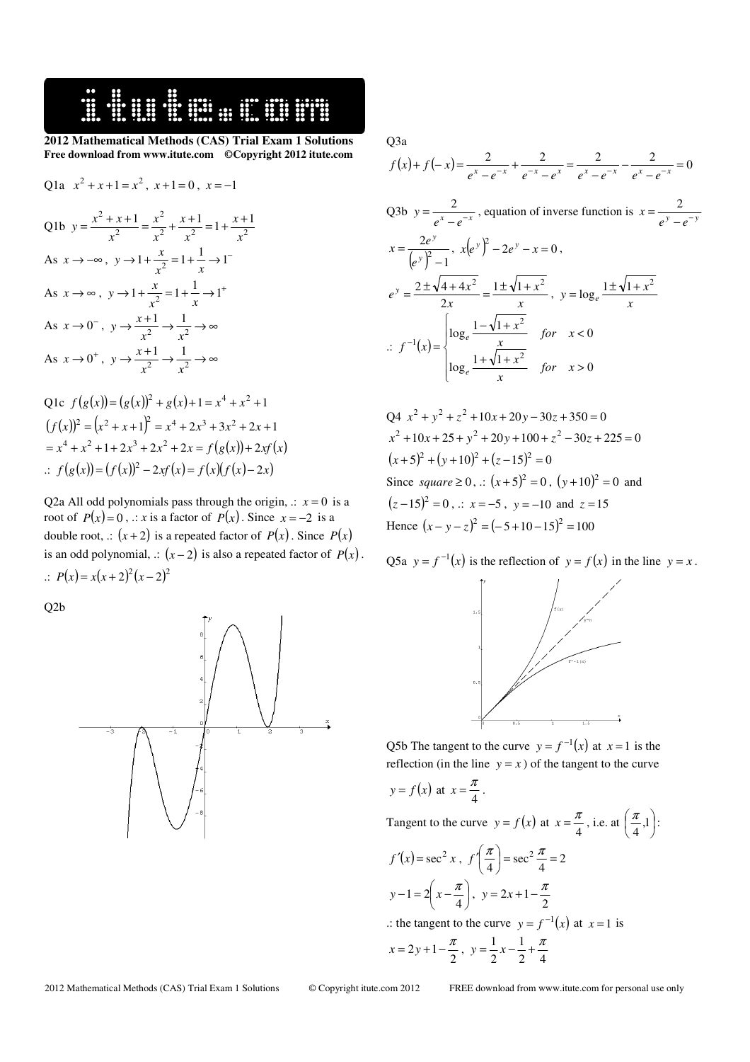**2012 Mathematical Methods (CAS) Trial Exam 1 Solutions**
**Free download from www.itute.com ©Copyright 2012 itute.com**

Q1a $x^2+x+1=x^2$, $x+1=0$, $x=-1$

Q1b $y=\dfrac{x^2+x+1}{x^2}=\dfrac{x^2}{x^2}+\dfrac{x+1}{x^2}=1+\dfrac{x+1}{x^2}$

As $x\to-\infty$, $y\to1+\dfrac{x}{x^2}=1+\dfrac{1}{x}\to1^-$

As $x\to\infty$, $y\to1+\dfrac{x}{x^2}=1+\dfrac{1}{x}\to1^+$

As $x\to0^-$, $y\to\dfrac{x+1}{x^2}\to\dfrac{1}{x^2}\to\infty$

As $x\to0^+$, $y\to\dfrac{x+1}{x^2}\to\dfrac{1}{x^2}\to\infty$

Q1c $f(g(x))=(g(x))^2+g(x)+1=x^4+x^2+1$

$(f(x))^2=(x^2+x+1)^2=x^4+2x^3+3x^2+2x+1$

$=x^4+x^2+1+2x^3+2x^2+2x=f(g(x))+2xf(x)$

.: $f(g(x))=(f(x))^2-2xf(x)=f(x)(f(x)-2x)$

Q2a All odd polynomials pass through the origin, .: $x=0$ is a root of $P(x)=0$, .: $x$ is a factor of $P(x)$. Since $x=-2$ is a double root, .: $(x+2)$ is a repeated factor of $P(x)$. Since $P(x)$ is an odd polynomial, .: $(x-2)$ is also a repeated factor of $P(x)$.

.: $P(x)=x(x+2)^2(x-2)^2$

Q2b

Q3a

$$f(x)+f(-x)=\frac{2}{e^x-e^{-x}}+\frac{2}{e^{-x}-e^x}=\frac{2}{e^x-e^{-x}}-\frac{2}{e^x-e^{-x}}=0$$

Q3b $y=\dfrac{2}{e^x-e^{-x}}$, equation of inverse function is $x=\dfrac{2}{e^y-e^{-y}}$

$x=\dfrac{2e^y}{(e^y)^2-1}$, $x(e^y)^2-2e^y-x=0$,

$e^y=\dfrac{2\pm\sqrt{4+4x^2}}{2x}=\dfrac{1\pm\sqrt{1+x^2}}{x}$, $y=\log_e\dfrac{1\pm\sqrt{1+x^2}}{x}$

$$.:\ f^{-1}(x)=\begin{cases}\log_e\dfrac{1-\sqrt{1+x^2}}{x} & for \quad x<0\\[2mm] \log_e\dfrac{1+\sqrt{1+x^2}}{x} & for \quad x>0\end{cases}$$

Q4 $x^2+y^2+z^2+10x+20y-30z+350=0$

$x^2+10x+25+y^2+20y+100+z^2-30z+225=0$

$(x+5)^2+(y+10)^2+(z-15)^2=0$

Since $square\geq0$, .: $(x+5)^2=0$, $(y+10)^2=0$ and $(z-15)^2=0$, .: $x=-5$, $y=-10$ and $z=15$

Hence $(x-y-z)^2=(-5+10-15)^2=100$

Q5a $y=f^{-1}(x)$ is the reflection of $y=f(x)$ in the line $y=x$.

Q5b The tangent to the curve $y=f^{-1}(x)$ at $x=1$ is the reflection (in the line $y=x$) of the tangent to the curve $y=f(x)$ at $x=\dfrac{\pi}{4}$.

Tangent to the curve $y=f(x)$ at $x=\dfrac{\pi}{4}$, i.e. at $\left(\dfrac{\pi}{4},1\right)$:

$f'(x)=\sec^2 x$, $f'\left(\dfrac{\pi}{4}\right)=\sec^2\dfrac{\pi}{4}=2$

$y-1=2\left(x-\dfrac{\pi}{4}\right)$, $y=2x+1-\dfrac{\pi}{2}$

.: the tangent to the curve $y=f^{-1}(x)$ at $x=1$ is

$x=2y+1-\dfrac{\pi}{2}$, $y=\dfrac{1}{2}x-\dfrac{1}{2}+\dfrac{\pi}{4}$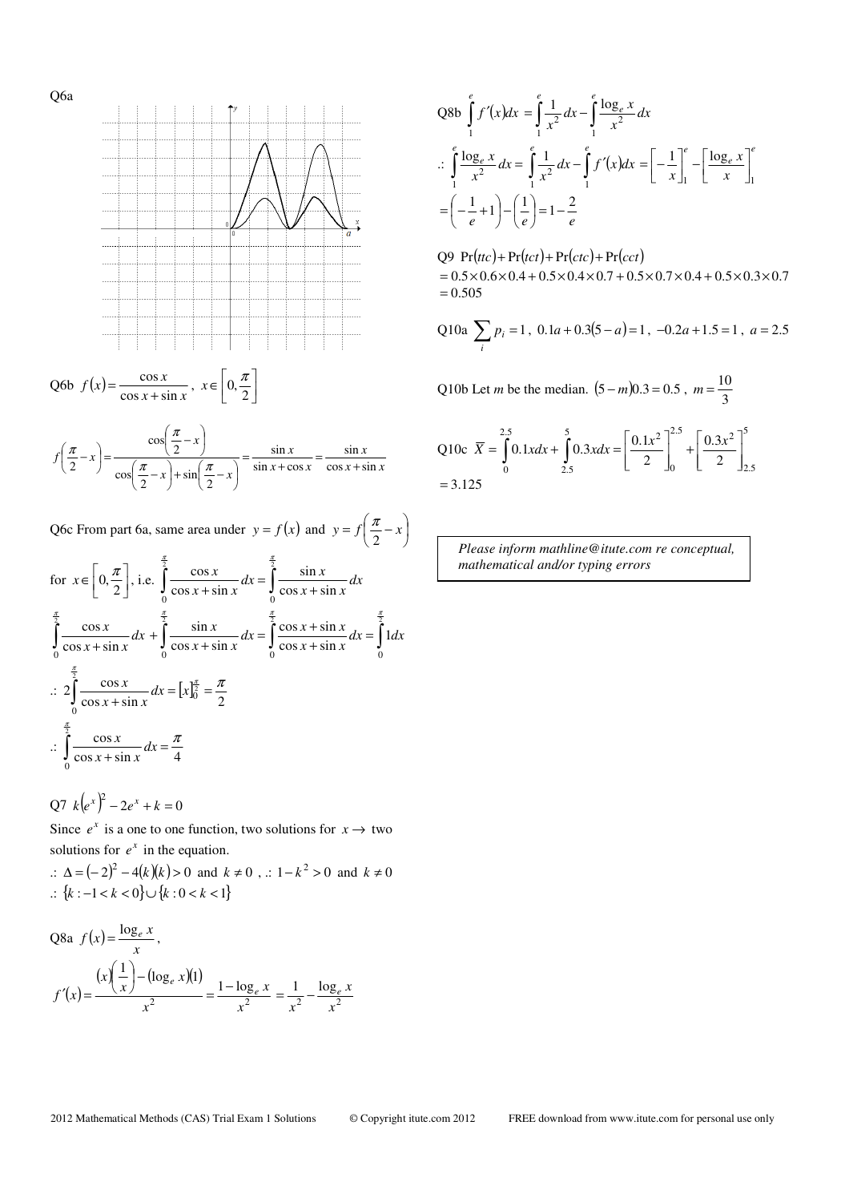Q6a

y

0

x

a

Q6b $f(x)=\dfrac{\cos x}{\cos x+\sin x}$, $x\in\left[0,\dfrac{\pi}{2}\right]$

$$f\left(\frac{\pi}{2}-x\right)=\frac{\cos\left(\frac{\pi}{2}-x\right)}{\cos\left(\frac{\pi}{2}-x\right)+\sin\left(\frac{\pi}{2}-x\right)}=\frac{\sin x}{\sin x+\cos x}=\frac{\sin x}{\cos x+\sin x}$$

Q6c From part 6a, same area under $y=f(x)$ and $y=f\left(\dfrac{\pi}{2}-x\right)$

for $x\in\left[0,\dfrac{\pi}{2}\right]$, i.e. $\displaystyle\int_0^{\frac{\pi}{2}}\frac{\cos x}{\cos x+\sin x}dx=\int_0^{\frac{\pi}{2}}\frac{\sin x}{\cos x+\sin x}dx$

$$\int_0^{\frac{\pi}{2}}\frac{\cos x}{\cos x+\sin x}dx+\int_0^{\frac{\pi}{2}}\frac{\sin x}{\cos x+\sin x}dx=\int_0^{\frac{\pi}{2}}\frac{\cos x+\sin x}{\cos x+\sin x}dx=\int_0^{\frac{\pi}{2}}1dx$$

$$\therefore\ 2\int_0^{\frac{\pi}{2}}\frac{\cos x}{\cos x+\sin x}dx=\left[x\right]_0^{\frac{\pi}{2}}=\frac{\pi}{2}$$

$$\therefore\ \int_0^{\frac{\pi}{2}}\frac{\cos x}{\cos x+\sin x}dx=\frac{\pi}{4}$$

Q7 $k\left(e^x\right)^2-2e^x+k=0$

Since $e^x$ is a one to one function, two solutions for $x\rightarrow$ two solutions for $e^x$ in the equation.

$\therefore\ \Delta=(-2)^2-4(k)(k)>0$ and $k\neq 0$, $\therefore\ 1-k^2>0$ and $k\neq 0$

$\therefore\ \{k:-1<k<0\}\cup\{k:0<k<1\}$

Q8a $f(x)=\dfrac{\log_e x}{x}$,

$$f'(x)=\frac{(x)\left(\frac{1}{x}\right)-(\log_e x)(1)}{x^2}=\frac{1-\log_e x}{x^2}=\frac{1}{x^2}-\frac{\log_e x}{x^2}$$

Q8b $\displaystyle\int_1^e f'(x)dx=\int_1^e\frac{1}{x^2}dx-\int_1^e\frac{\log_e x}{x^2}dx$

$$\therefore\ \int_1^e\frac{\log_e x}{x^2}dx=\int_1^e\frac{1}{x^2}dx-\int_1^e f'(x)dx=\left[-\frac{1}{x}\right]_1^e-\left[\frac{\log_e x}{x}\right]_1^e$$

$$=\left(-\frac{1}{e}+1\right)-\left(\frac{1}{e}\right)=1-\frac{2}{e}$$

Q9 $\Pr(ttc)+\Pr(tct)+\Pr(ctc)+\Pr(cct)$

$=0.5\times0.6\times0.4+0.5\times0.4\times0.7+0.5\times0.7\times0.4+0.5\times0.3\times0.7$

$=0.505$

Q10a $\displaystyle\sum_i p_i=1$, $0.1a+0.3(5-a)=1$, $-0.2a+1.5=1$, $a=2.5$

Q10b Let $m$ be the median. $(5-m)0.3=0.5$, $m=\dfrac{10}{3}$

Q10c $\displaystyle\overline{X}=\int_0^{2.5}0.1x\,dx+\int_{2.5}^{5}0.3x\,dx=\left[\frac{0.1x^2}{2}\right]_0^{2.5}+\left[\frac{0.3x^2}{2}\right]_{2.5}^{5}$

$=3.125$

*Please inform mathline@itute.com re conceptual, mathematical and/or typing errors*